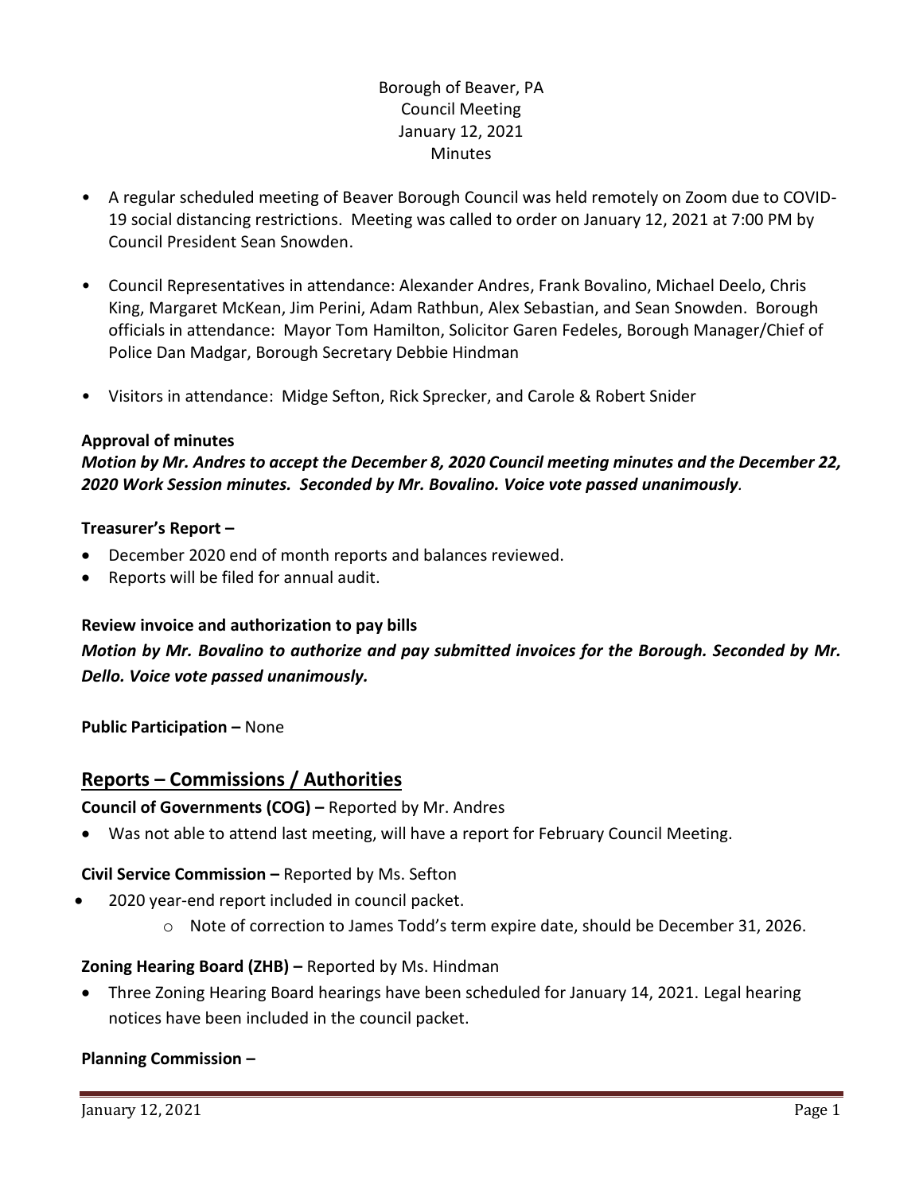Borough of Beaver, PA
Council Meeting
January 12, 2021
Minutes

- A regular scheduled meeting of Beaver Borough Council was held remotely on Zoom due to COVID-19 social distancing restrictions. Meeting was called to order on January 12, 2021 at 7:00 PM by Council President Sean Snowden.

- Council Representatives in attendance: Alexander Andres, Frank Bovalino, Michael Deelo, Chris King, Margaret McKean, Jim Perini, Adam Rathbun, Alex Sebastian, and Sean Snowden. Borough officials in attendance: Mayor Tom Hamilton, Solicitor Garen Fedeles, Borough Manager/Chief of Police Dan Madgar, Borough Secretary Debbie Hindman

- Visitors in attendance: Midge Sefton, Rick Sprecker, and Carole & Robert Snider

**Approval of minutes**

***Motion by Mr. Andres to accept the December 8, 2020 Council meeting minutes and the December 22, 2020 Work Session minutes. Seconded by Mr. Bovalino. Voice vote passed unanimously***.

**Treasurer's Report –**

- December 2020 end of month reports and balances reviewed.
- Reports will be filed for annual audit.

**Review invoice and authorization to pay bills**

***Motion by Mr. Bovalino to authorize and pay submitted invoices for the Borough. Seconded by Mr. Dello. Voice vote passed unanimously.***

**Public Participation –** None

## Reports – Commissions / Authorities

**Council of Governments (COG) –** Reported by Mr. Andres

- Was not able to attend last meeting, will have a report for February Council Meeting.

**Civil Service Commission –** Reported by Ms. Sefton

- 2020 year-end report included in council packet.
  - Note of correction to James Todd's term expire date, should be December 31, 2026.

**Zoning Hearing Board (ZHB) –** Reported by Ms. Hindman

- Three Zoning Hearing Board hearings have been scheduled for January 14, 2021. Legal hearing notices have been included in the council packet.

**Planning Commission –**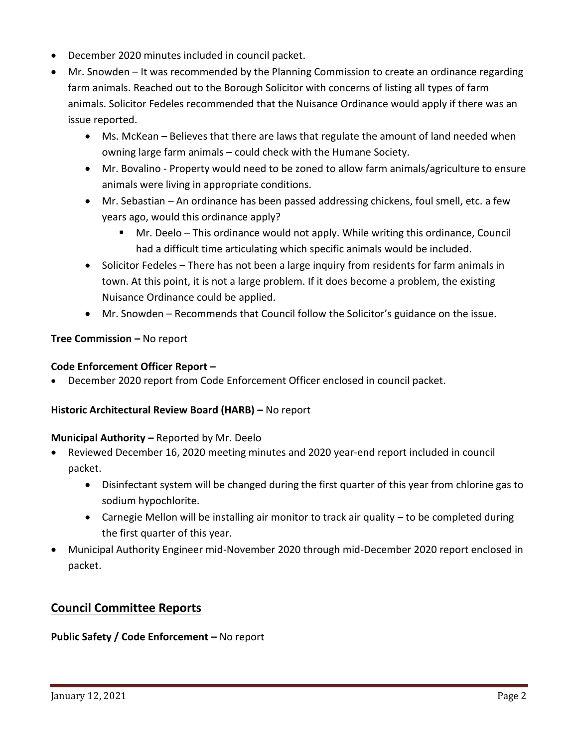- December 2020 minutes included in council packet.
- Mr. Snowden – It was recommended by the Planning Commission to create an ordinance regarding farm animals. Reached out to the Borough Solicitor with concerns of listing all types of farm animals. Solicitor Fedeles recommended that the Nuisance Ordinance would apply if there was an issue reported.
    - Ms. McKean – Believes that there are laws that regulate the amount of land needed when owning large farm animals – could check with the Humane Society.
    - Mr. Bovalino - Property would need to be zoned to allow farm animals/agriculture to ensure animals were living in appropriate conditions.
    - Mr. Sebastian – An ordinance has been passed addressing chickens, foul smell, etc. a few years ago, would this ordinance apply?
        - Mr. Deelo – This ordinance would not apply. While writing this ordinance, Council had a difficult time articulating which specific animals would be included.
    - Solicitor Fedeles – There has not been a large inquiry from residents for farm animals in town. At this point, it is not a large problem. If it does become a problem, the existing Nuisance Ordinance could be applied.
    - Mr. Snowden – Recommends that Council follow the Solicitor's guidance on the issue.

**Tree Commission –** No report

**Code Enforcement Officer Report –**

- December 2020 report from Code Enforcement Officer enclosed in council packet.

**Historic Architectural Review Board (HARB) –** No report

**Municipal Authority –** Reported by Mr. Deelo

- Reviewed December 16, 2020 meeting minutes and 2020 year-end report included in council packet.
    - Disinfectant system will be changed during the first quarter of this year from chlorine gas to sodium hypochlorite.
    - Carnegie Mellon will be installing air monitor to track air quality – to be completed during the first quarter of this year.
- Municipal Authority Engineer mid-November 2020 through mid-December 2020 report enclosed in packet.

## Council Committee Reports

**Public Safety / Code Enforcement –** No report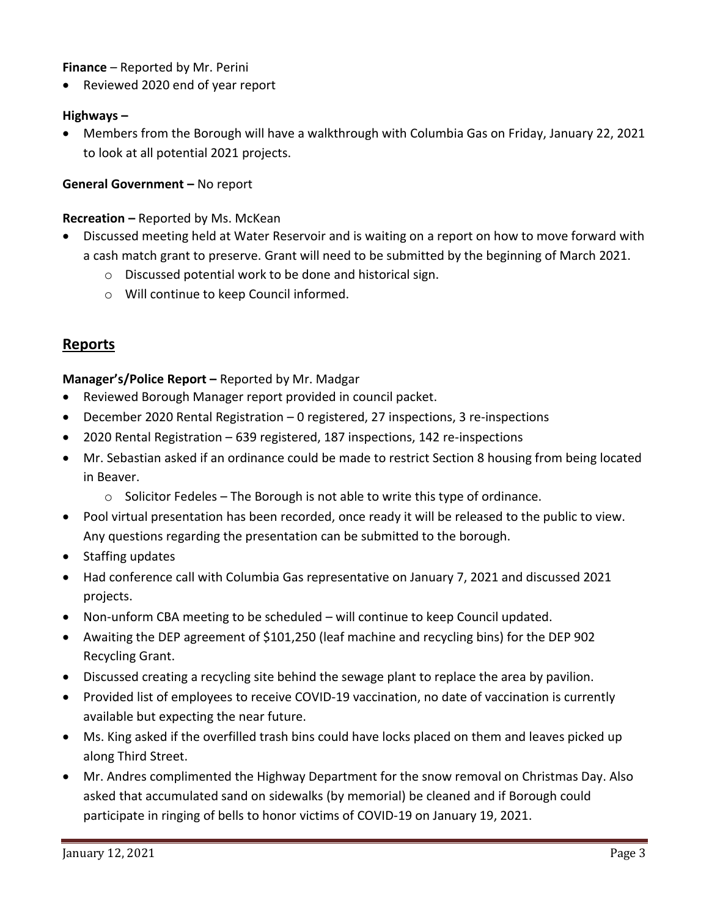**Finance** – Reported by Mr. Perini

- Reviewed 2020 end of year report

**Highways –**

- Members from the Borough will have a walkthrough with Columbia Gas on Friday, January 22, 2021 to look at all potential 2021 projects.

**General Government –** No report

**Recreation –** Reported by Ms. McKean

- Discussed meeting held at Water Reservoir and is waiting on a report on how to move forward with a cash match grant to preserve. Grant will need to be submitted by the beginning of March 2021.
    - Discussed potential work to be done and historical sign.
    - Will continue to keep Council informed.

## Reports

**Manager's/Police Report –** Reported by Mr. Madgar

- Reviewed Borough Manager report provided in council packet.
- December 2020 Rental Registration – 0 registered, 27 inspections, 3 re-inspections
- 2020 Rental Registration – 639 registered, 187 inspections, 142 re-inspections
- Mr. Sebastian asked if an ordinance could be made to restrict Section 8 housing from being located in Beaver.
    - Solicitor Fedeles – The Borough is not able to write this type of ordinance.
- Pool virtual presentation has been recorded, once ready it will be released to the public to view. Any questions regarding the presentation can be submitted to the borough.
- Staffing updates
- Had conference call with Columbia Gas representative on January 7, 2021 and discussed 2021 projects.
- Non-unform CBA meeting to be scheduled – will continue to keep Council updated.
- Awaiting the DEP agreement of $101,250 (leaf machine and recycling bins) for the DEP 902 Recycling Grant.
- Discussed creating a recycling site behind the sewage plant to replace the area by pavilion.
- Provided list of employees to receive COVID-19 vaccination, no date of vaccination is currently available but expecting the near future.
- Ms. King asked if the overfilled trash bins could have locks placed on them and leaves picked up along Third Street.
- Mr. Andres complimented the Highway Department for the snow removal on Christmas Day. Also asked that accumulated sand on sidewalks (by memorial) be cleaned and if Borough could participate in ringing of bells to honor victims of COVID-19 on January 19, 2021.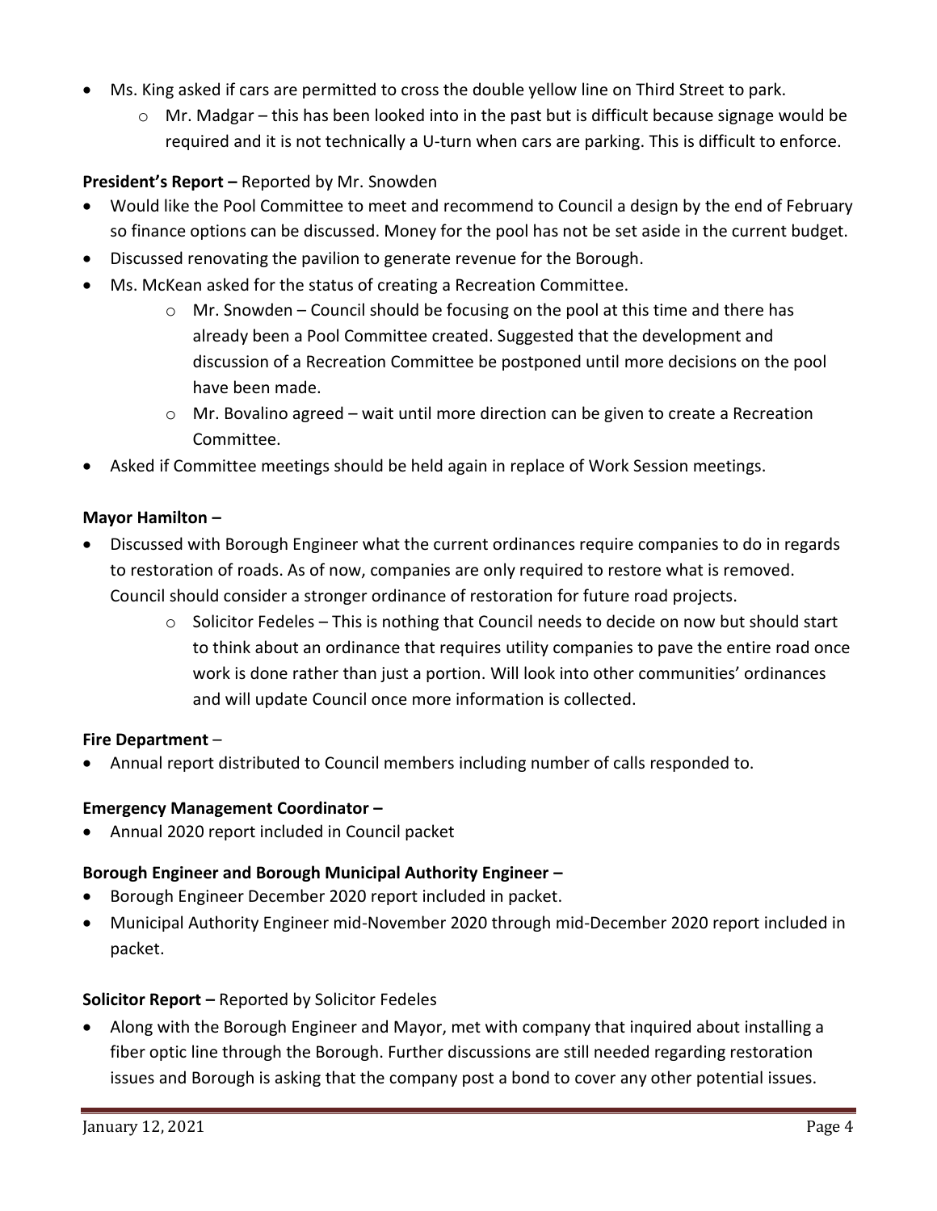- Ms. King asked if cars are permitted to cross the double yellow line on Third Street to park.
    - Mr. Madgar – this has been looked into in the past but is difficult because signage would be required and it is not technically a U-turn when cars are parking. This is difficult to enforce.

**President's Report –** Reported by Mr. Snowden

- Would like the Pool Committee to meet and recommend to Council a design by the end of February so finance options can be discussed. Money for the pool has not be set aside in the current budget.
- Discussed renovating the pavilion to generate revenue for the Borough.
- Ms. McKean asked for the status of creating a Recreation Committee.
    - Mr. Snowden – Council should be focusing on the pool at this time and there has already been a Pool Committee created. Suggested that the development and discussion of a Recreation Committee be postponed until more decisions on the pool have been made.
    - Mr. Bovalino agreed – wait until more direction can be given to create a Recreation Committee.
- Asked if Committee meetings should be held again in replace of Work Session meetings.

**Mayor Hamilton –**

- Discussed with Borough Engineer what the current ordinances require companies to do in regards to restoration of roads. As of now, companies are only required to restore what is removed. Council should consider a stronger ordinance of restoration for future road projects.
    - Solicitor Fedeles – This is nothing that Council needs to decide on now but should start to think about an ordinance that requires utility companies to pave the entire road once work is done rather than just a portion. Will look into other communities' ordinances and will update Council once more information is collected.

**Fire Department** –

- Annual report distributed to Council members including number of calls responded to.

**Emergency Management Coordinator –**

- Annual 2020 report included in Council packet

**Borough Engineer and Borough Municipal Authority Engineer –**

- Borough Engineer December 2020 report included in packet.
- Municipal Authority Engineer mid-November 2020 through mid-December 2020 report included in packet.

**Solicitor Report –** Reported by Solicitor Fedeles

- Along with the Borough Engineer and Mayor, met with company that inquired about installing a fiber optic line through the Borough. Further discussions are still needed regarding restoration issues and Borough is asking that the company post a bond to cover any other potential issues.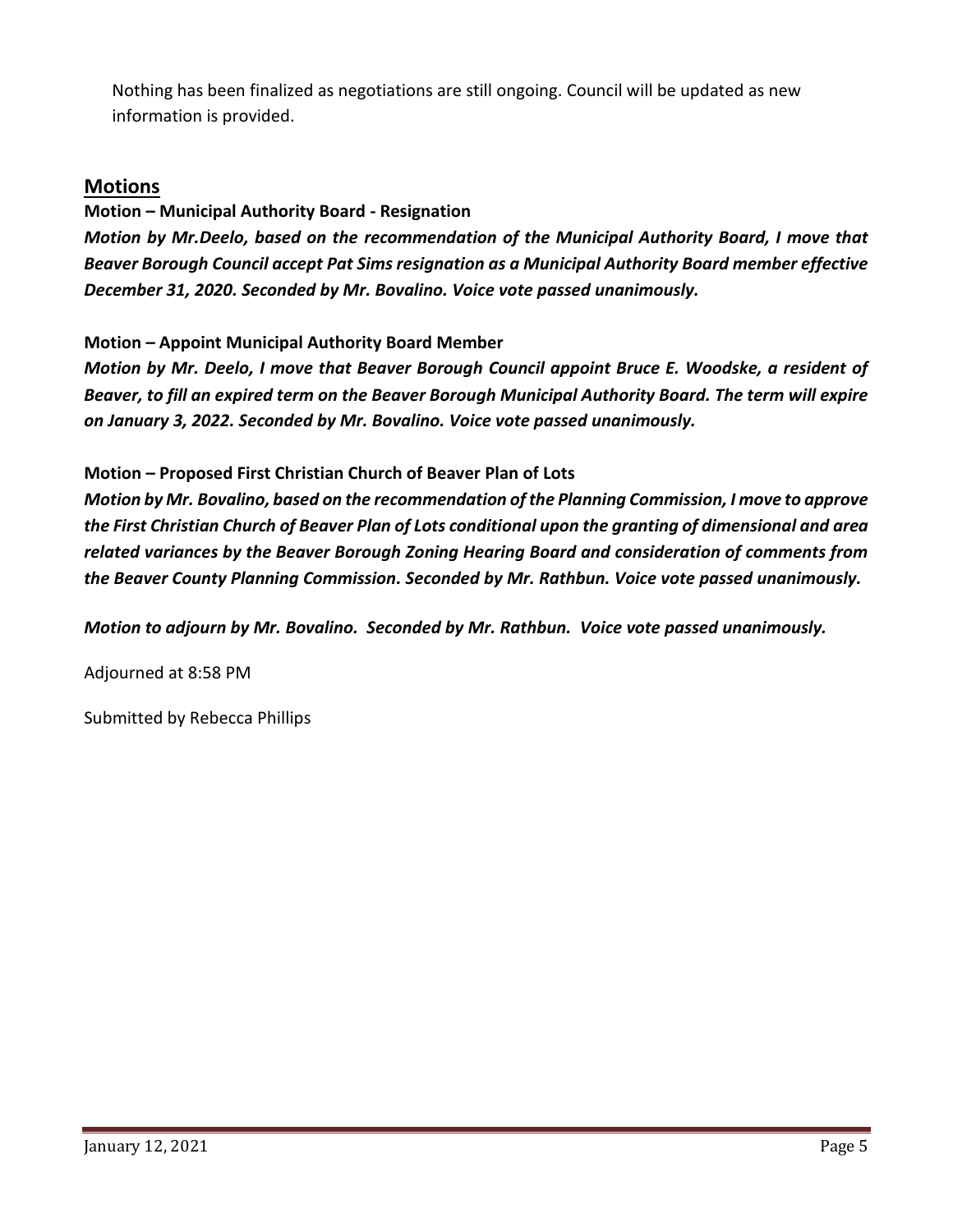Nothing has been finalized as negotiations are still ongoing. Council will be updated as new information is provided.

## Motions

**Motion – Municipal Authority Board - Resignation**

***Motion by Mr.Deelo, based on the recommendation of the Municipal Authority Board, I move that Beaver Borough Council accept Pat Sims resignation as a Municipal Authority Board member effective December 31, 2020. Seconded by Mr. Bovalino. Voice vote passed unanimously.***

**Motion – Appoint Municipal Authority Board Member**

***Motion by Mr. Deelo, I move that Beaver Borough Council appoint Bruce E. Woodske, a resident of Beaver, to fill an expired term on the Beaver Borough Municipal Authority Board. The term will expire on January 3, 2022. Seconded by Mr. Bovalino. Voice vote passed unanimously.***

**Motion – Proposed First Christian Church of Beaver Plan of Lots**

***Motion by Mr. Bovalino, based on the recommendation of the Planning Commission, I move to approve the First Christian Church of Beaver Plan of Lots conditional upon the granting of dimensional and area related variances by the Beaver Borough Zoning Hearing Board and consideration of comments from the Beaver County Planning Commission. Seconded by Mr. Rathbun. Voice vote passed unanimously.***

***Motion to adjourn by Mr. Bovalino. Seconded by Mr. Rathbun. Voice vote passed unanimously.***

Adjourned at 8:58 PM

Submitted by Rebecca Phillips